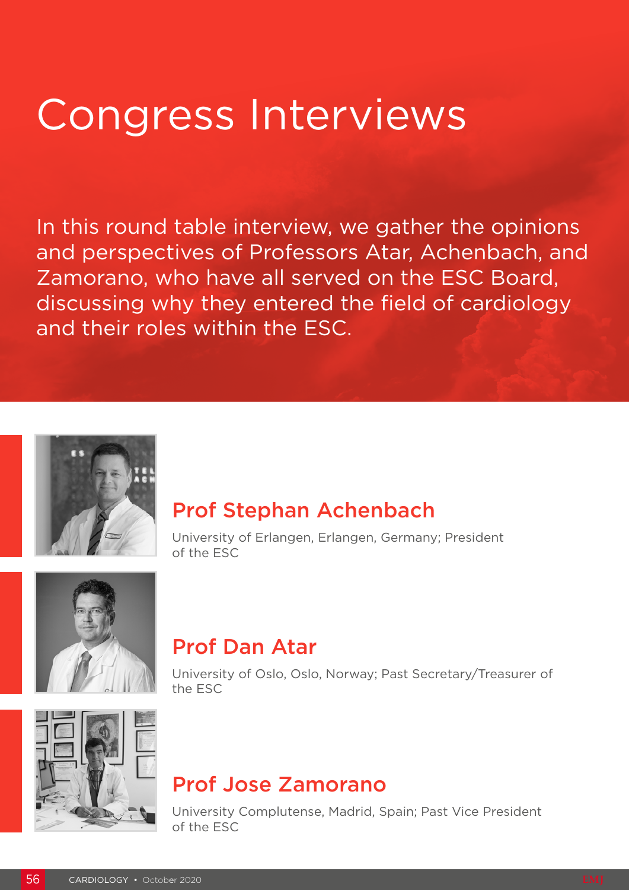# Congress Interviews

In this round table interview, we gather the opinions and perspectives of Professors Atar, Achenbach, and Zamorano, who have all served on the ESC Board, discussing why they entered the field of cardiology and their roles within the ESC.

## Prof Stephan Achenbach

University of Erlangen, Erlangen, Germany; President of the ESC

## Prof Dan Atar

University of Oslo, Oslo, Norway; Past Secretary/Treasurer of the ESC

## Prof Jose Zamorano

University Complutense, Madrid, Spain; Past Vice President of the ESC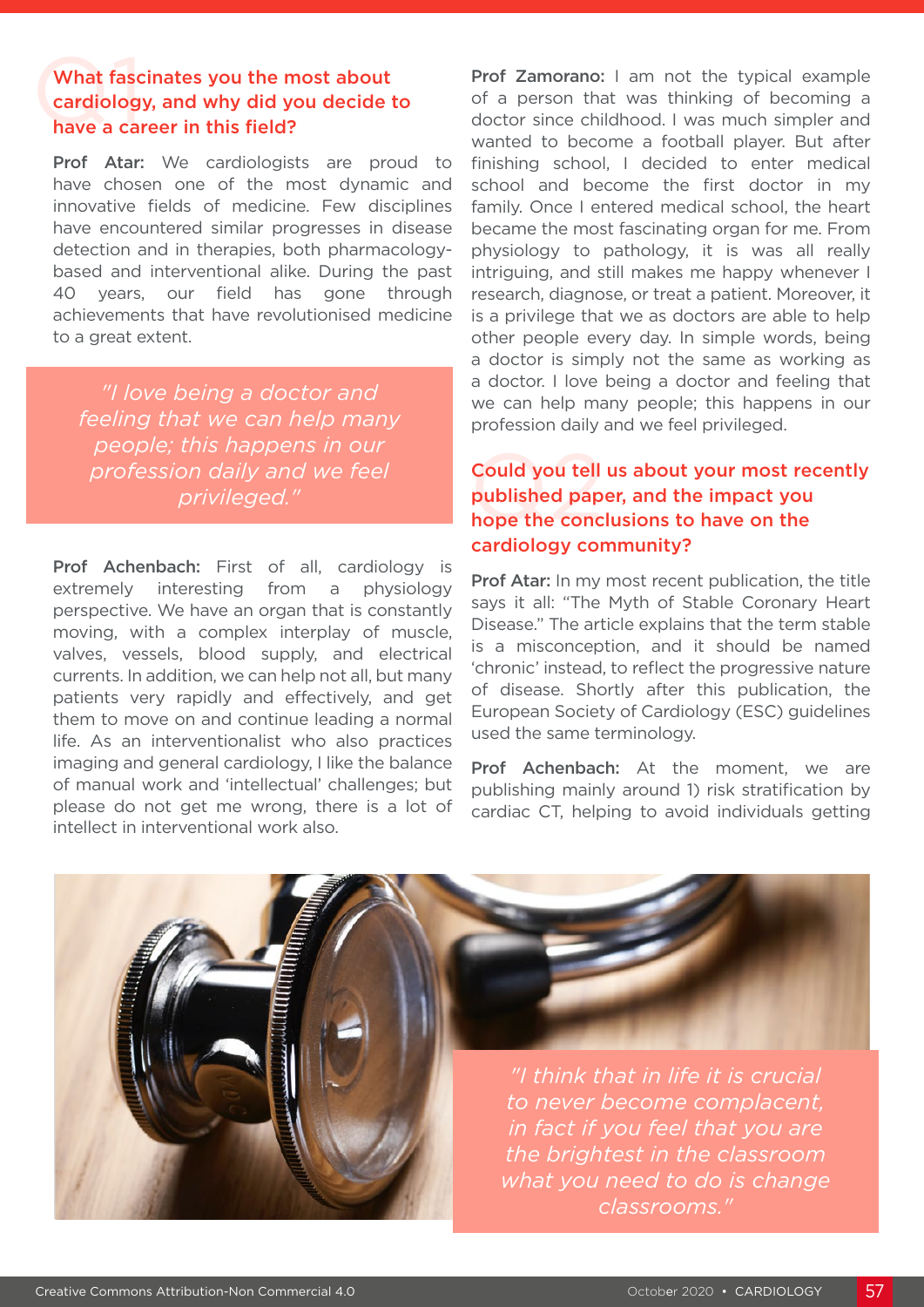## What fascinates you the most about cardiology, and why did you decide to have a career in this field?

**Prof Atar:** We cardiologists are proud to have chosen one of the most dynamic and innovative fields of medicine. Few disciplines have encountered similar progresses in disease detection and in therapies, both pharmacology-based and interventional alike. During the past 40 years, our field has gone through achievements that have revolutionised medicine to a great extent.

> *"I love being a doctor and feeling that we can help many people; this happens in our profession daily and we feel privileged."*

**Prof Achenbach:** First of all, cardiology is extremely interesting from a physiology perspective. We have an organ that is constantly moving, with a complex interplay of muscle, valves, vessels, blood supply, and electrical currents. In addition, we can help not all, but many patients very rapidly and effectively, and get them to move on and continue leading a normal life. As an interventionalist who also practices imaging and general cardiology, I like the balance of manual work and 'intellectual' challenges; but please do not get me wrong, there is a lot of intellect in interventional work also.

**Prof Zamorano:** I am not the typical example of a person that was thinking of becoming a doctor since childhood. I was much simpler and wanted to become a football player. But after finishing school, I decided to enter medical school and become the first doctor in my family. Once I entered medical school, the heart became the most fascinating organ for me. From physiology to pathology, it is was all really intriguing, and still makes me happy whenever I research, diagnose, or treat a patient. Moreover, it is a privilege that we as doctors are able to help other people every day. In simple words, being a doctor is simply not the same as working as a doctor. I love being a doctor and feeling that we can help many people; this happens in our profession daily and we feel privileged.

## Could you tell us about your most recently published paper, and the impact you hope the conclusions to have on the cardiology community?

**Prof Atar:** In my most recent publication, the title says it all: "The Myth of Stable Coronary Heart Disease." The article explains that the term stable is a misconception, and it should be named 'chronic' instead, to reflect the progressive nature of disease. Shortly after this publication, the European Society of Cardiology (ESC) guidelines used the same terminology.

**Prof Achenbach:** At the moment, we are publishing mainly around 1) risk stratification by cardiac CT, helping to avoid individuals getting

> *"I think that in life it is crucial to never become complacent, in fact if you feel that you are the brightest in the classroom what you need to do is change classrooms."*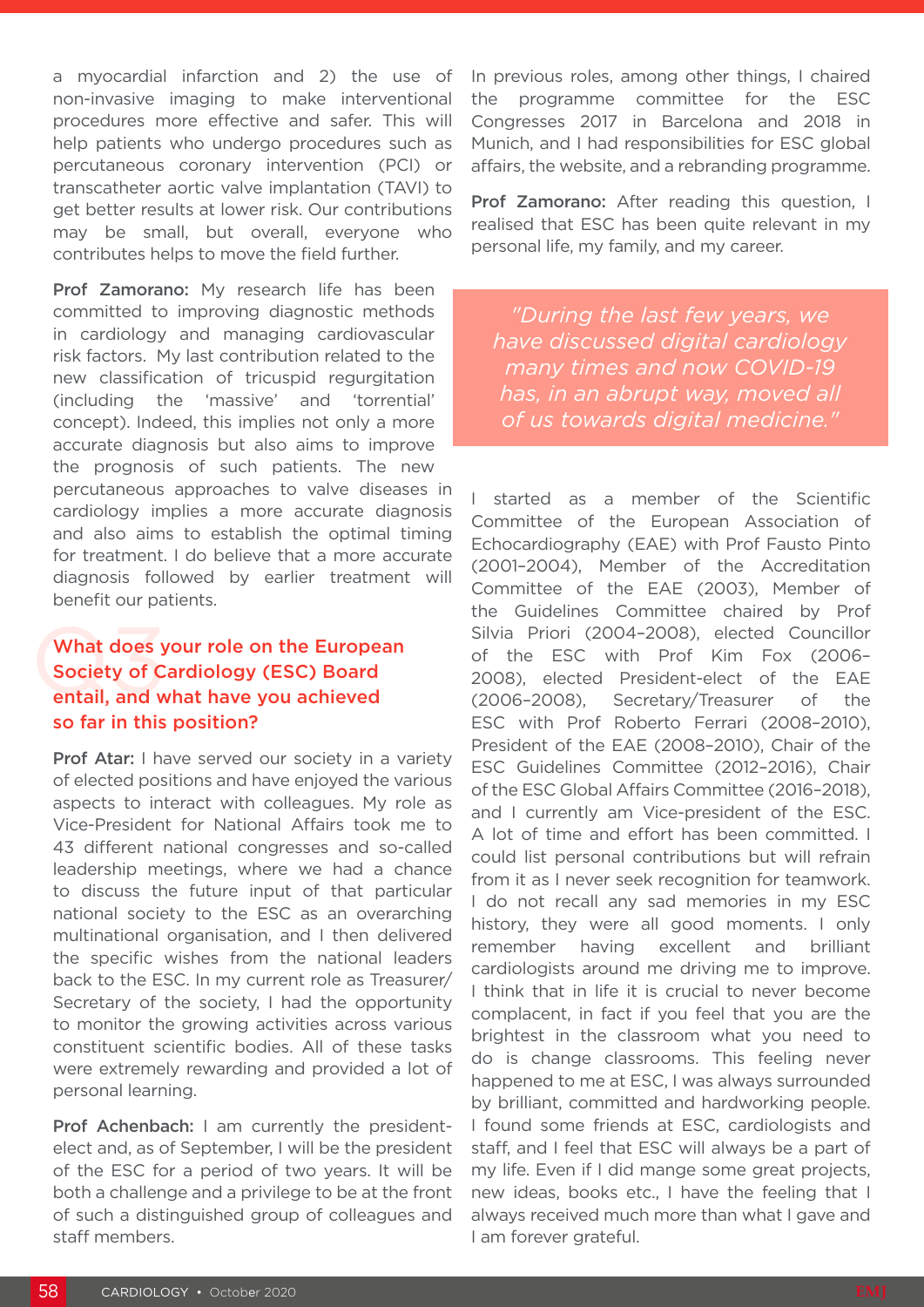a myocardial infarction and 2) the use of non-invasive imaging to make interventional procedures more effective and safer. This will help patients who undergo procedures such as percutaneous coronary intervention (PCI) or transcatheter aortic valve implantation (TAVI) to get better results at lower risk. Our contributions may be small, but overall, everyone who contributes helps to move the field further.

**Prof Zamorano:** My research life has been committed to improving diagnostic methods in cardiology and managing cardiovascular risk factors. My last contribution related to the new classification of tricuspid regurgitation (including the 'massive' and 'torrential' concept). Indeed, this implies not only a more accurate diagnosis but also aims to improve the prognosis of such patients. The new percutaneous approaches to valve diseases in cardiology implies a more accurate diagnosis and also aims to establish the optimal timing for treatment. I do believe that a more accurate diagnosis followed by earlier treatment will benefit our patients.

## Q3 What does your role on the European Society of Cardiology (ESC) Board entail, and what have you achieved so far in this position?

**Prof Atar:** I have served our society in a variety of elected positions and have enjoyed the various aspects to interact with colleagues. My role as Vice-President for National Affairs took me to 43 different national congresses and so-called leadership meetings, where we had a chance to discuss the future input of that particular national society to the ESC as an overarching multinational organisation, and I then delivered the specific wishes from the national leaders back to the ESC. In my current role as Treasurer/Secretary of the society, I had the opportunity to monitor the growing activities across various constituent scientific bodies. All of these tasks were extremely rewarding and provided a lot of personal learning.

**Prof Achenbach:** I am currently the president-elect and, as of September, I will be the president of the ESC for a period of two years. It will be both a challenge and a privilege to be at the front of such a distinguished group of colleagues and staff members.

In previous roles, among other things, I chaired the programme committee for the ESC Congresses 2017 in Barcelona and 2018 in Munich, and I had responsibilities for ESC global affairs, the website, and a rebranding programme.

**Prof Zamorano:** After reading this question, I realised that ESC has been quite relevant in my personal life, my family, and my career.

> *"During the last few years, we have discussed digital cardiology many times and now COVID-19 has, in an abrupt way, moved all of us towards digital medicine."*

I started as a member of the Scientific Committee of the European Association of Echocardiography (EAE) with Prof Fausto Pinto (2001–2004), Member of the Accreditation Committee of the EAE (2003), Member of the Guidelines Committee chaired by Prof Silvia Priori (2004–2008), elected Councillor of the ESC with Prof Kim Fox (2006–2008), elected President-elect of the EAE (2006–2008), Secretary/Treasurer of the ESC with Prof Roberto Ferrari (2008–2010), President of the EAE (2008–2010), Chair of the ESC Guidelines Committee (2012–2016), Chair of the ESC Global Affairs Committee (2016–2018), and I currently am Vice-president of the ESC. A lot of time and effort has been committed. I could list personal contributions but will refrain from it as I never seek recognition for teamwork. I do not recall any sad memories in my ESC history, they were all good moments. I only remember having excellent and brilliant cardiologists around me driving me to improve. I think that in life it is crucial to never become complacent, in fact if you feel that you are the brightest in the classroom what you need to do is change classrooms. This feeling never happened to me at ESC, I was always surrounded by brilliant, committed and hardworking people. I found some friends at ESC, cardiologists and staff, and I feel that ESC will always be a part of my life. Even if I did mange some great projects, new ideas, books etc., I have the feeling that I always received much more than what I gave and I am forever grateful.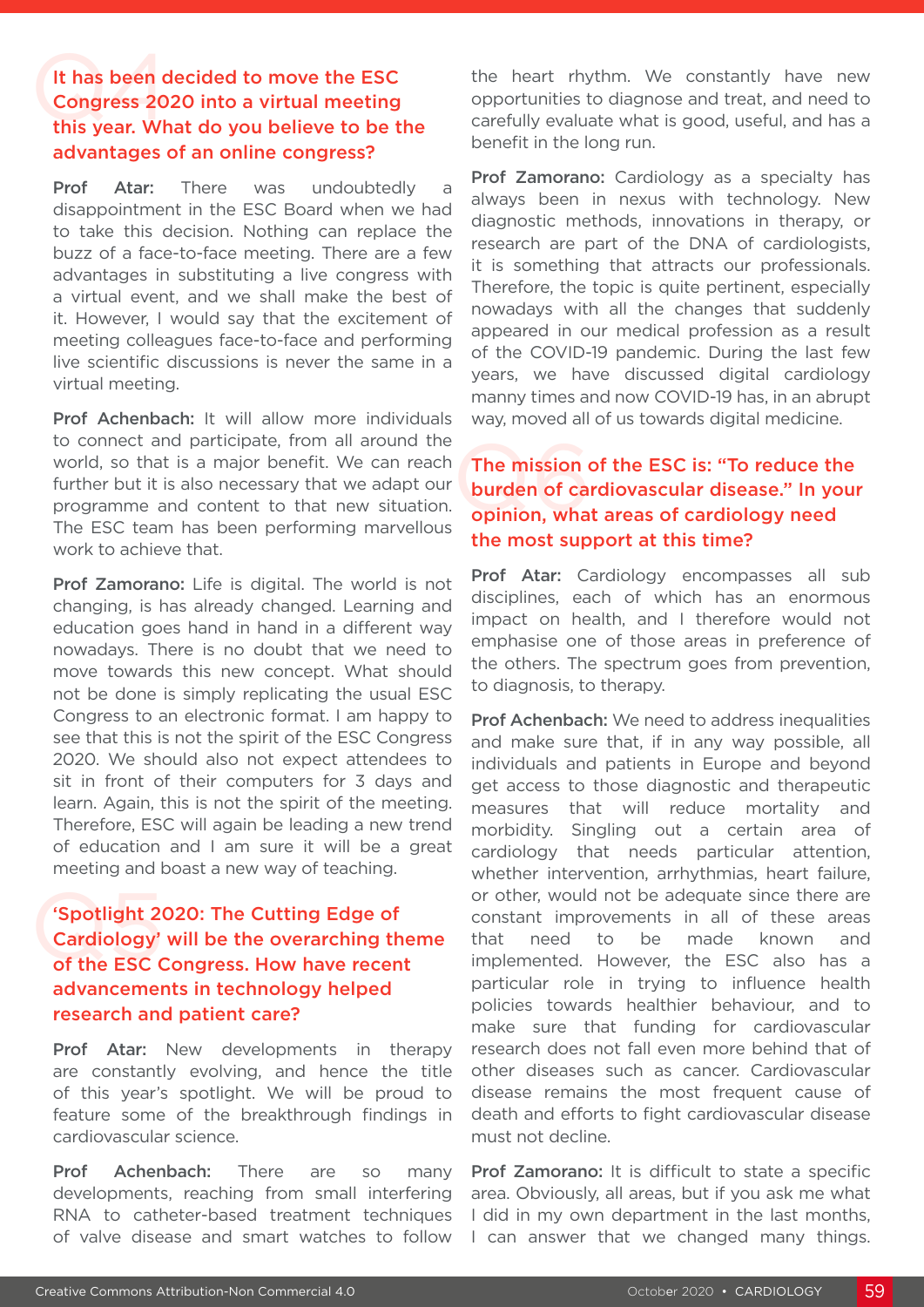## It has been decided to move the ESC Congress 2020 into a virtual meeting this year. What do you believe to be the advantages of an online congress?

**Prof Atar:** There was undoubtedly a disappointment in the ESC Board when we had to take this decision. Nothing can replace the buzz of a face-to-face meeting. There are a few advantages in substituting a live congress with a virtual event, and we shall make the best of it. However, I would say that the excitement of meeting colleagues face-to-face and performing live scientific discussions is never the same in a virtual meeting.

**Prof Achenbach:** It will allow more individuals to connect and participate, from all around the world, so that is a major benefit. We can reach further but it is also necessary that we adapt our programme and content to that new situation. The ESC team has been performing marvellous work to achieve that.

**Prof Zamorano:** Life is digital. The world is not changing, is has already changed. Learning and education goes hand in hand in a different way nowadays. There is no doubt that we need to move towards this new concept. What should not be done is simply replicating the usual ESC Congress to an electronic format. I am happy to see that this is not the spirit of the ESC Congress 2020. We should also not expect attendees to sit in front of their computers for 3 days and learn. Again, this is not the spirit of the meeting. Therefore, ESC will again be leading a new trend of education and I am sure it will be a great meeting and boast a new way of teaching.

## 'Spotlight 2020: The Cutting Edge of Cardiology' will be the overarching theme of the ESC Congress. How have recent advancements in technology helped research and patient care?

**Prof Atar:** New developments in therapy are constantly evolving, and hence the title of this year's spotlight. We will be proud to feature some of the breakthrough findings in cardiovascular science.

**Prof Achenbach:** There are so many developments, reaching from small interfering RNA to catheter-based treatment techniques of valve disease and smart watches to follow the heart rhythm. We constantly have new opportunities to diagnose and treat, and need to carefully evaluate what is good, useful, and has a benefit in the long run.

**Prof Zamorano:** Cardiology as a specialty has always been in nexus with technology. New diagnostic methods, innovations in therapy, or research are part of the DNA of cardiologists, it is something that attracts our professionals. Therefore, the topic is quite pertinent, especially nowadays with all the changes that suddenly appeared in our medical profession as a result of the COVID-19 pandemic. During the last few years, we have discussed digital cardiology manny times and now COVID-19 has, in an abrupt way, moved all of us towards digital medicine.

## The mission of the ESC is: "To reduce the burden of cardiovascular disease." In your opinion, what areas of cardiology need the most support at this time?

**Prof Atar:** Cardiology encompasses all sub disciplines, each of which has an enormous impact on health, and I therefore would not emphasise one of those areas in preference of the others. The spectrum goes from prevention, to diagnosis, to therapy.

**Prof Achenbach:** We need to address inequalities and make sure that, if in any way possible, all individuals and patients in Europe and beyond get access to those diagnostic and therapeutic measures that will reduce mortality and morbidity. Singling out a certain area of cardiology that needs particular attention, whether intervention, arrhythmias, heart failure, or other, would not be adequate since there are constant improvements in all of these areas that need to be made known and implemented. However, the ESC also has a particular role in trying to influence health policies towards healthier behaviour, and to make sure that funding for cardiovascular research does not fall even more behind that of other diseases such as cancer. Cardiovascular disease remains the most frequent cause of death and efforts to fight cardiovascular disease must not decline.

**Prof Zamorano:** It is difficult to state a specific area. Obviously, all areas, but if you ask me what I did in my own department in the last months, I can answer that we changed many things.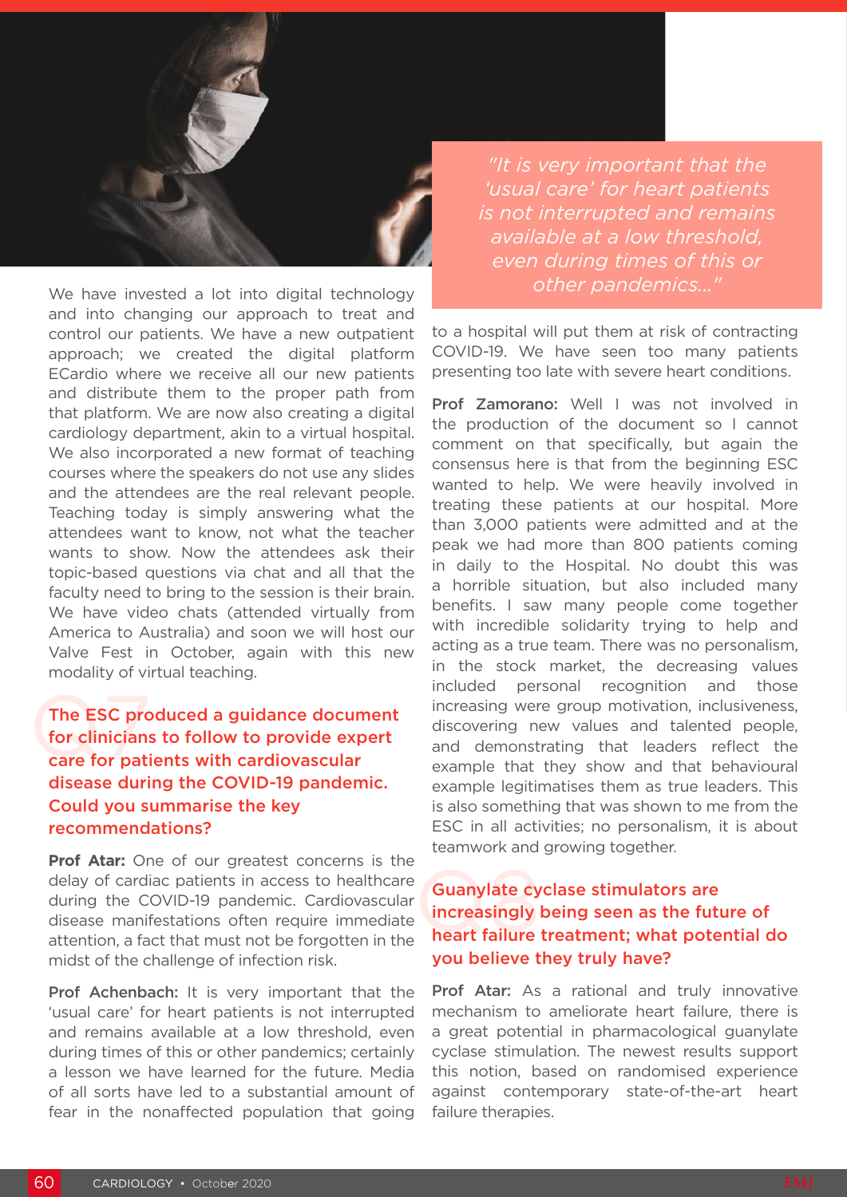We have invested a lot into digital technology and into changing our approach to treat and control our patients. We have a new outpatient approach; we created the digital platform ECardio where we receive all our new patients and distribute them to the proper path from that platform. We are now also creating a digital cardiology department, akin to a virtual hospital. We also incorporated a new format of teaching courses where the speakers do not use any slides and the attendees are the real relevant people. Teaching today is simply answering what the attendees want to know, not what the teacher wants to show. Now the attendees ask their topic-based questions via chat and all that the faculty need to bring to the session is their brain. We have video chats (attended virtually from America to Australia) and soon we will host our Valve Fest in October, again with this new modality of virtual teaching.

> *"It is very important that the 'usual care' for heart patients is not interrupted and remains available at a low threshold, even during times of this or other pandemics..."*

### Q7 The ESC produced a guidance document for clinicians to follow to provide expert care for patients with cardiovascular disease during the COVID-19 pandemic. Could you summarise the key recommendations?

**Prof Atar:** One of our greatest concerns is the delay of cardiac patients in access to healthcare during the COVID-19 pandemic. Cardiovascular disease manifestations often require immediate attention, a fact that must not be forgotten in the midst of the challenge of infection risk.

**Prof Achenbach:** It is very important that the 'usual care' for heart patients is not interrupted and remains available at a low threshold, even during times of this or other pandemics; certainly a lesson we have learned for the future. Media of all sorts have led to a substantial amount of fear in the nonaffected population that going to a hospital will put them at risk of contracting COVID-19. We have seen too many patients presenting too late with severe heart conditions.

**Prof Zamorano:** Well I was not involved in the production of the document so I cannot comment on that specifically, but again the consensus here is that from the beginning ESC wanted to help. We were heavily involved in treating these patients at our hospital. More than 3,000 patients were admitted and at the peak we had more than 800 patients coming in daily to the Hospital. No doubt this was a horrible situation, but also included many benefits. I saw many people come together with incredible solidarity trying to help and acting as a true team. There was no personalism, in the stock market, the decreasing values included personal recognition and those increasing were group motivation, inclusiveness, discovering new values and talented people, and demonstrating that leaders reflect the example that they show and that behavioural example legitimatises them as true leaders. This is also something that was shown to me from the ESC in all activities; no personalism, it is about teamwork and growing together.

### Q8 Guanylate cyclase stimulators are increasingly being seen as the future of heart failure treatment; what potential do you believe they truly have?

**Prof Atar:** As a rational and truly innovative mechanism to ameliorate heart failure, there is a great potential in pharmacological guanylate cyclase stimulation. The newest results support this notion, based on randomised experience against contemporary state-of-the-art heart failure therapies.